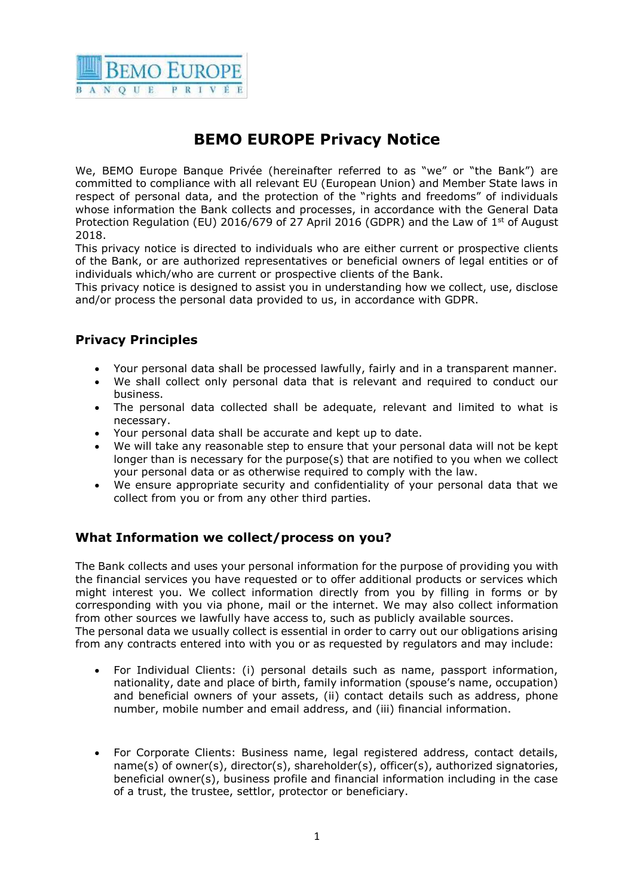# BEMO EUROPE Privacy Notice

We, BEMO Europe Banque Privée (hereinafter referred to as "we" or "the Bank") are committed to compliance with all relevant EU (European Union) and Member State laws in respect of personal data, and the protection of the "rights and freedoms" of individuals whose information the Bank collects and processes, in accordance with the General Data Protection Regulation (EU) 2016/679 of 27 April 2016 (GDPR) and the Law of 1st of August 2018.

This privacy notice is directed to individuals who are either current or prospective clients of the Bank, or are authorized representatives or beneficial owners of legal entities or of individuals which/who are current or prospective clients of the Bank.

This privacy notice is designed to assist you in understanding how we collect, use, disclose and/or process the personal data provided to us, in accordance with GDPR.

## Privacy Principles

- Your personal data shall be processed lawfully, fairly and in a transparent manner.
- We shall collect only personal data that is relevant and required to conduct our business.
- The personal data collected shall be adequate, relevant and limited to what is necessary.
- Your personal data shall be accurate and kept up to date.
- We will take any reasonable step to ensure that your personal data will not be kept longer than is necessary for the purpose(s) that are notified to you when we collect your personal data or as otherwise required to comply with the law.
- We ensure appropriate security and confidentiality of your personal data that we collect from you or from any other third parties.

## What Information we collect/process on you?

The Bank collects and uses your personal information for the purpose of providing you with the financial services you have requested or to offer additional products or services which might interest you. We collect information directly from you by filling in forms or by corresponding with you via phone, mail or the internet. We may also collect information from other sources we lawfully have access to, such as publicly available sources.

The personal data we usually collect is essential in order to carry out our obligations arising from any contracts entered into with you or as requested by regulators and may include:

- For Individual Clients: (i) personal details such as name, passport information, nationality, date and place of birth, family information (spouse's name, occupation) and beneficial owners of your assets, (ii) contact details such as address, phone number, mobile number and email address, and (iii) financial information.

- For Corporate Clients: Business name, legal registered address, contact details, name(s) of owner(s), director(s), shareholder(s), officer(s), authorized signatories, beneficial owner(s), business profile and financial information including in the case of a trust, the trustee, settlor, protector or beneficiary.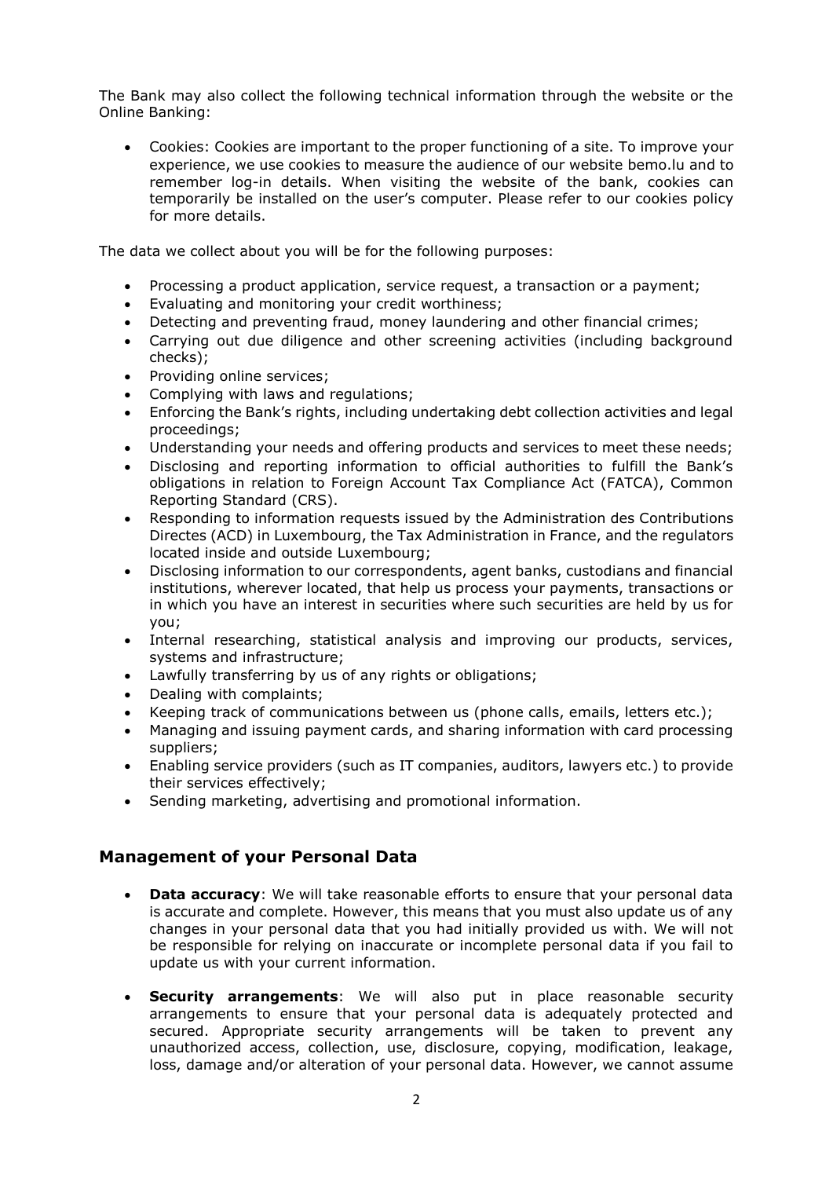The Bank may also collect the following technical information through the website or the Online Banking:

- Cookies: Cookies are important to the proper functioning of a site. To improve your experience, we use cookies to measure the audience of our website bemo.lu and to remember log-in details. When visiting the website of the bank, cookies can temporarily be installed on the user's computer. Please refer to our cookies policy for more details.

The data we collect about you will be for the following purposes:

- Processing a product application, service request, a transaction or a payment;
- Evaluating and monitoring your credit worthiness;
- Detecting and preventing fraud, money laundering and other financial crimes;
- Carrying out due diligence and other screening activities (including background checks);
- Providing online services;
- Complying with laws and regulations;
- Enforcing the Bank's rights, including undertaking debt collection activities and legal proceedings;
- Understanding your needs and offering products and services to meet these needs;
- Disclosing and reporting information to official authorities to fulfill the Bank's obligations in relation to Foreign Account Tax Compliance Act (FATCA), Common Reporting Standard (CRS).
- Responding to information requests issued by the Administration des Contributions Directes (ACD) in Luxembourg, the Tax Administration in France, and the regulators located inside and outside Luxembourg;
- Disclosing information to our correspondents, agent banks, custodians and financial institutions, wherever located, that help us process your payments, transactions or in which you have an interest in securities where such securities are held by us for you;
- Internal researching, statistical analysis and improving our products, services, systems and infrastructure;
- Lawfully transferring by us of any rights or obligations;
- Dealing with complaints;
- Keeping track of communications between us (phone calls, emails, letters etc.);
- Managing and issuing payment cards, and sharing information with card processing suppliers;
- Enabling service providers (such as IT companies, auditors, lawyers etc.) to provide their services effectively;
- Sending marketing, advertising and promotional information.

## Management of your Personal Data

- **Data accuracy**: We will take reasonable efforts to ensure that your personal data is accurate and complete. However, this means that you must also update us of any changes in your personal data that you had initially provided us with. We will not be responsible for relying on inaccurate or incomplete personal data if you fail to update us with your current information.

- **Security arrangements**: We will also put in place reasonable security arrangements to ensure that your personal data is adequately protected and secured. Appropriate security arrangements will be taken to prevent any unauthorized access, collection, use, disclosure, copying, modification, leakage, loss, damage and/or alteration of your personal data. However, we cannot assume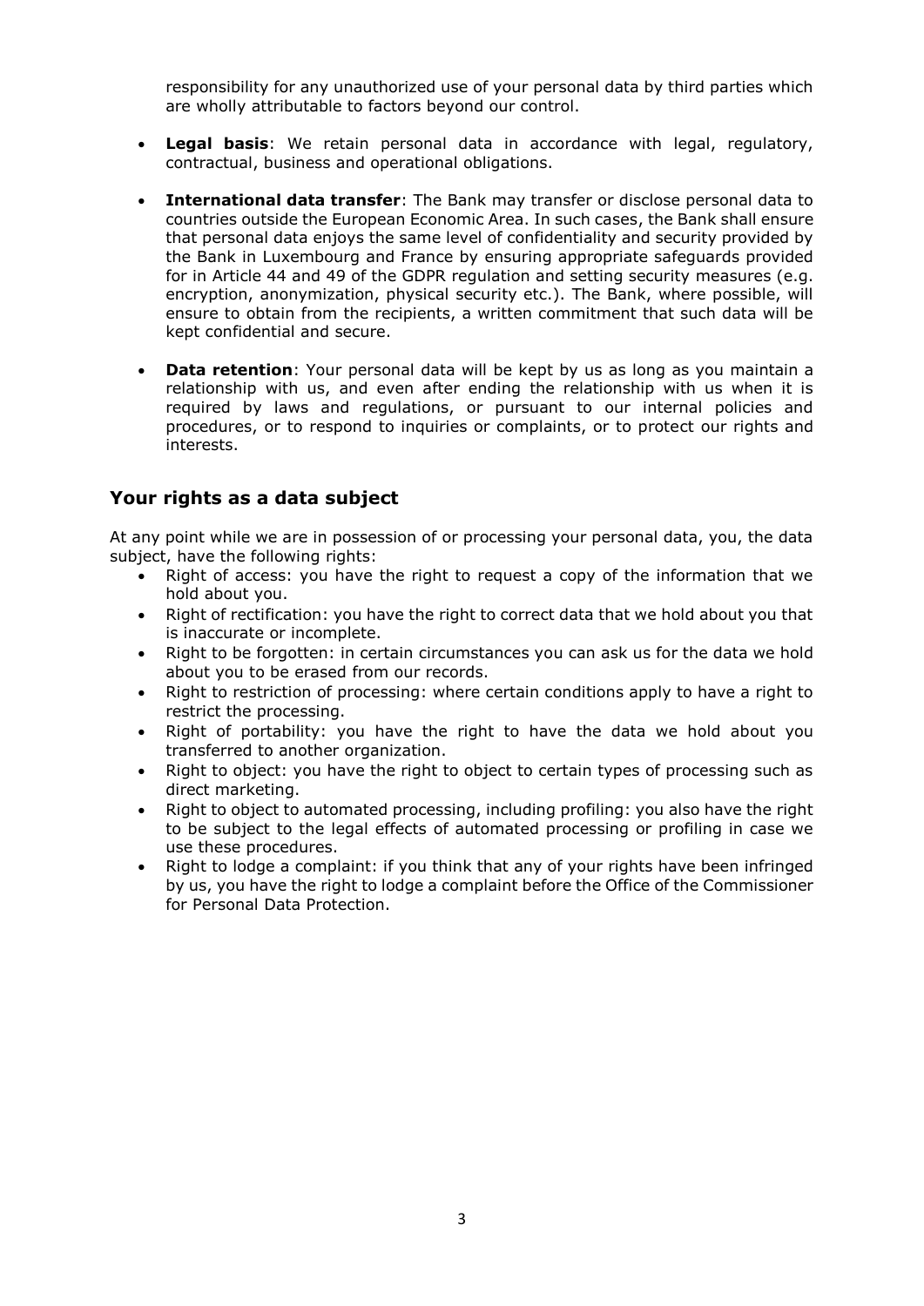responsibility for any unauthorized use of your personal data by third parties which are wholly attributable to factors beyond our control.

- **Legal basis**: We retain personal data in accordance with legal, regulatory, contractual, business and operational obligations.

- **International data transfer**: The Bank may transfer or disclose personal data to countries outside the European Economic Area. In such cases, the Bank shall ensure that personal data enjoys the same level of confidentiality and security provided by the Bank in Luxembourg and France by ensuring appropriate safeguards provided for in Article 44 and 49 of the GDPR regulation and setting security measures (e.g. encryption, anonymization, physical security etc.). The Bank, where possible, will ensure to obtain from the recipients, a written commitment that such data will be kept confidential and secure.

- **Data retention**: Your personal data will be kept by us as long as you maintain a relationship with us, and even after ending the relationship with us when it is required by laws and regulations, or pursuant to our internal policies and procedures, or to respond to inquiries or complaints, or to protect our rights and interests.

## Your rights as a data subject

At any point while we are in possession of or processing your personal data, you, the data subject, have the following rights:

- Right of access: you have the right to request a copy of the information that we hold about you.
- Right of rectification: you have the right to correct data that we hold about you that is inaccurate or incomplete.
- Right to be forgotten: in certain circumstances you can ask us for the data we hold about you to be erased from our records.
- Right to restriction of processing: where certain conditions apply to have a right to restrict the processing.
- Right of portability: you have the right to have the data we hold about you transferred to another organization.
- Right to object: you have the right to object to certain types of processing such as direct marketing.
- Right to object to automated processing, including profiling: you also have the right to be subject to the legal effects of automated processing or profiling in case we use these procedures.
- Right to lodge a complaint: if you think that any of your rights have been infringed by us, you have the right to lodge a complaint before the Office of the Commissioner for Personal Data Protection.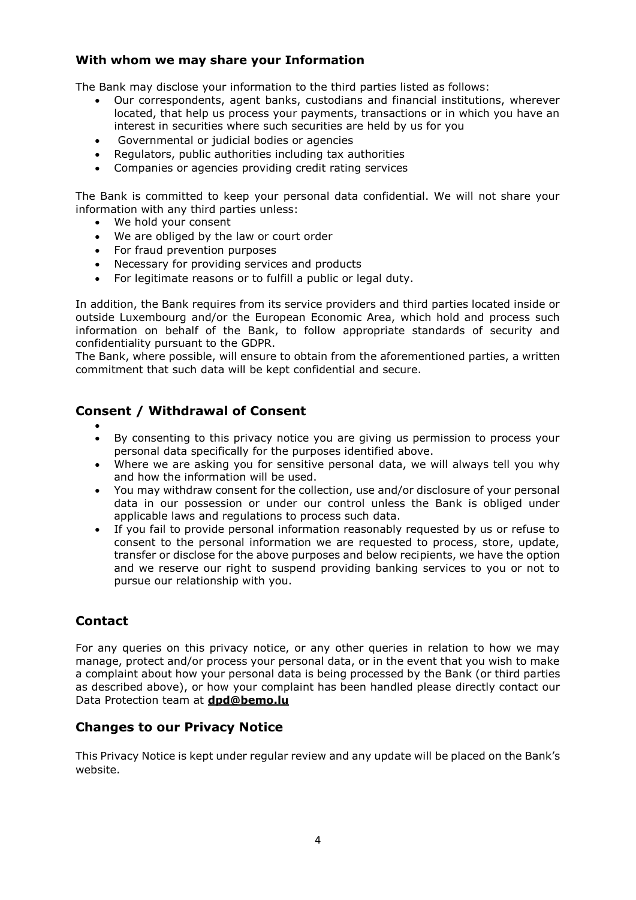## With whom we may share your Information

The Bank may disclose your information to the third parties listed as follows:

- Our correspondents, agent banks, custodians and financial institutions, wherever located, that help us process your payments, transactions or in which you have an interest in securities where such securities are held by us for you
- Governmental or judicial bodies or agencies
- Regulators, public authorities including tax authorities
- Companies or agencies providing credit rating services

The Bank is committed to keep your personal data confidential. We will not share your information with any third parties unless:

- We hold your consent
- We are obliged by the law or court order
- For fraud prevention purposes
- Necessary for providing services and products
- For legitimate reasons or to fulfill a public or legal duty.

In addition, the Bank requires from its service providers and third parties located inside or outside Luxembourg and/or the European Economic Area, which hold and process such information on behalf of the Bank, to follow appropriate standards of security and confidentiality pursuant to the GDPR.

The Bank, where possible, will ensure to obtain from the aforementioned parties, a written commitment that such data will be kept confidential and secure.

## Consent / Withdrawal of Consent

- By consenting to this privacy notice you are giving us permission to process your personal data specifically for the purposes identified above.
- Where we are asking you for sensitive personal data, we will always tell you why and how the information will be used.
- You may withdraw consent for the collection, use and/or disclosure of your personal data in our possession or under our control unless the Bank is obliged under applicable laws and regulations to process such data.
- If you fail to provide personal information reasonably requested by us or refuse to consent to the personal information we are requested to process, store, update, transfer or disclose for the above purposes and below recipients, we have the option and we reserve our right to suspend providing banking services to you or not to pursue our relationship with you.

## Contact

For any queries on this privacy notice, or any other queries in relation to how we may manage, protect and/or process your personal data, or in the event that you wish to make a complaint about how your personal data is being processed by the Bank (or third parties as described above), or how your complaint has been handled please directly contact our Data Protection team at **dpd@bemo.lu**

## Changes to our Privacy Notice

This Privacy Notice is kept under regular review and any update will be placed on the Bank's website.